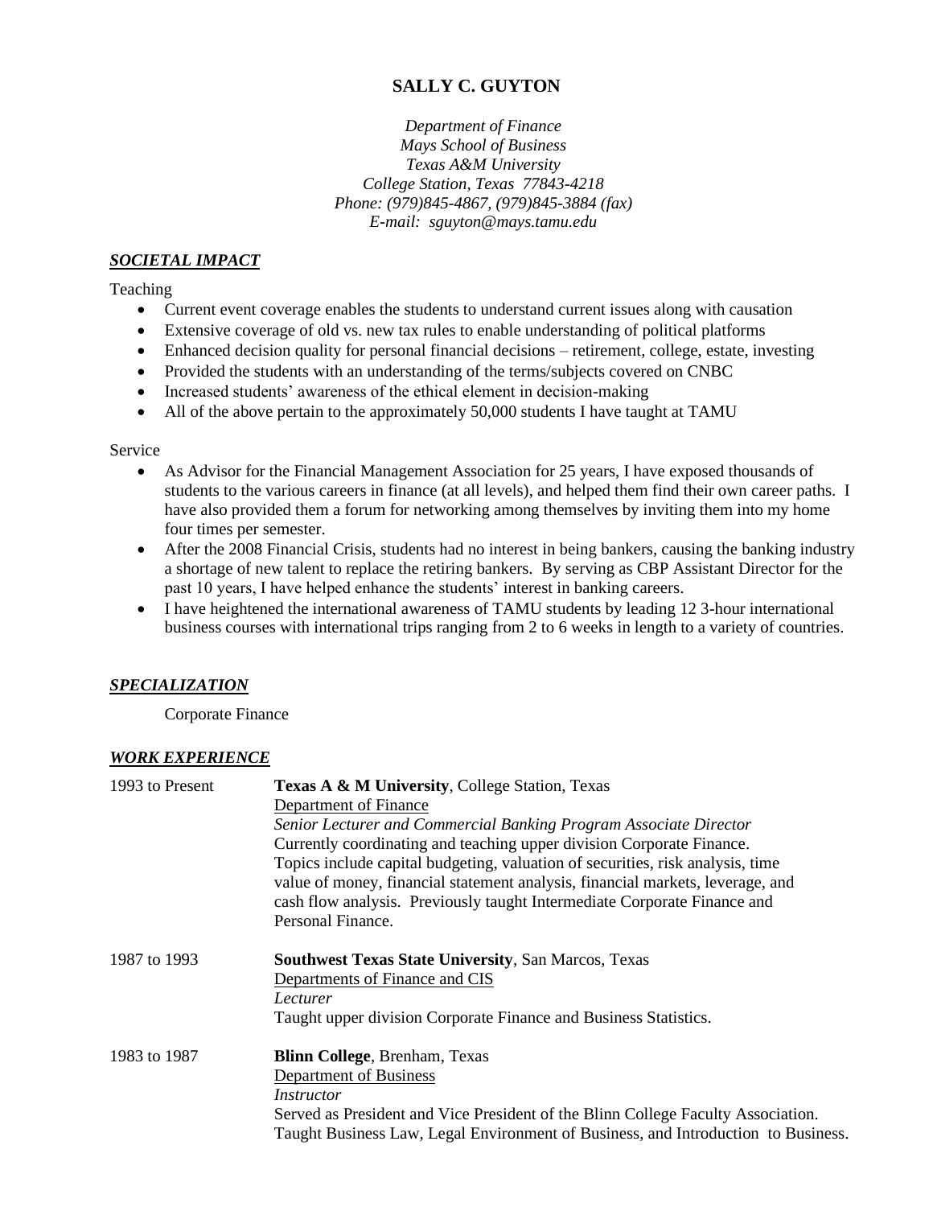# SALLY C. GUYTON

*Department of Finance*
*Mays School of Business*
*Texas A&M University*
*College Station, Texas 77843-4218*
*Phone: (979)845-4867, (979)845-3884 (fax)*
*E-mail: sguyton@mays.tamu.edu*

## ***SOCIETAL IMPACT***

Teaching

- Current event coverage enables the students to understand current issues along with causation
- Extensive coverage of old vs. new tax rules to enable understanding of political platforms
- Enhanced decision quality for personal financial decisions – retirement, college, estate, investing
- Provided the students with an understanding of the terms/subjects covered on CNBC
- Increased students' awareness of the ethical element in decision-making
- All of the above pertain to the approximately 50,000 students I have taught at TAMU

Service

- As Advisor for the Financial Management Association for 25 years, I have exposed thousands of students to the various careers in finance (at all levels), and helped them find their own career paths. I have also provided them a forum for networking among themselves by inviting them into my home four times per semester.
- After the 2008 Financial Crisis, students had no interest in being bankers, causing the banking industry a shortage of new talent to replace the retiring bankers. By serving as CBP Assistant Director for the past 10 years, I have helped enhance the students' interest in banking careers.
- I have heightened the international awareness of TAMU students by leading 12 3-hour international business courses with international trips ranging from 2 to 6 weeks in length to a variety of countries.

## ***SPECIALIZATION***

Corporate Finance

## ***WORK EXPERIENCE***

**1993 to Present** — **Texas A & M University**, College Station, Texas
Department of Finance
*Senior Lecturer and Commercial Banking Program Associate Director*
Currently coordinating and teaching upper division Corporate Finance. Topics include capital budgeting, valuation of securities, risk analysis, time value of money, financial statement analysis, financial markets, leverage, and cash flow analysis. Previously taught Intermediate Corporate Finance and Personal Finance.

**1987 to 1993** — **Southwest Texas State University**, San Marcos, Texas
Departments of Finance and CIS
*Lecturer*
Taught upper division Corporate Finance and Business Statistics.

**1983 to 1987** — **Blinn College**, Brenham, Texas
Department of Business
*Instructor*
Served as President and Vice President of the Blinn College Faculty Association. Taught Business Law, Legal Environment of Business, and Introduction to Business.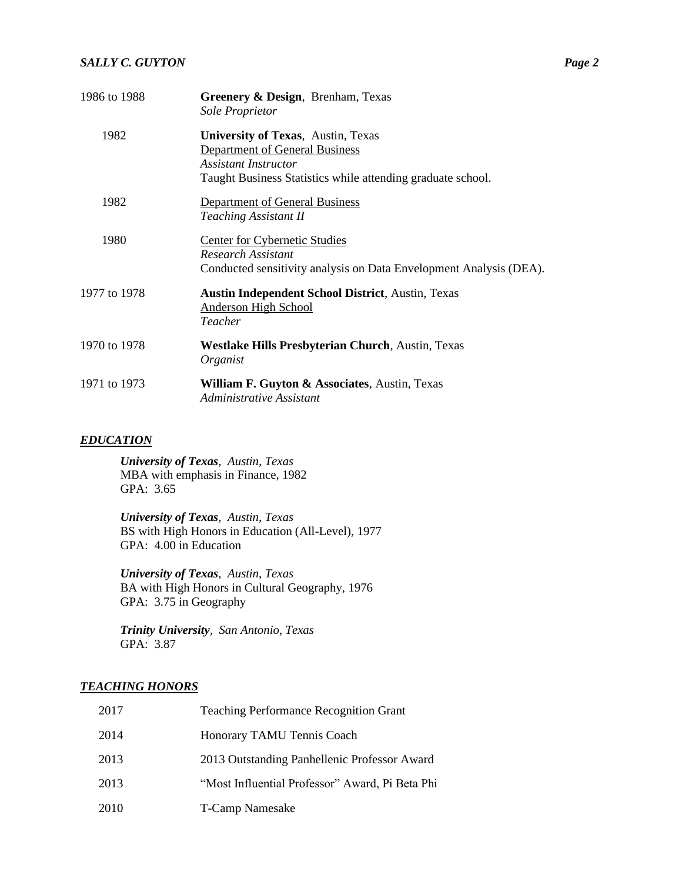1986 to 1988 — **Greenery & Design**, Brenham, Texas
*Sole Proprietor*

1982 — **University of Texas**, Austin, Texas
Department of General Business
*Assistant Instructor*
Taught Business Statistics while attending graduate school.

1982 — Department of General Business
*Teaching Assistant II*

1980 — Center for Cybernetic Studies
*Research Assistant*
Conducted sensitivity analysis on Data Envelopment Analysis (DEA).

1977 to 1978 — **Austin Independent School District**, Austin, Texas
Anderson High School
*Teacher*

1970 to 1978 — **Westlake Hills Presbyterian Church**, Austin, Texas
*Organist*

1971 to 1973 — **William F. Guyton & Associates**, Austin, Texas
*Administrative Assistant*

## *EDUCATION*

***University of Texas**, Austin, Texas*
MBA with emphasis in Finance, 1982
GPA: 3.65

***University of Texas**, Austin, Texas*
BS with High Honors in Education (All-Level), 1977
GPA: 4.00 in Education

***University of Texas**, Austin, Texas*
BA with High Honors in Cultural Geography, 1976
GPA: 3.75 in Geography

***Trinity University**, San Antonio, Texas*
GPA: 3.87

## *TEACHING HONORS*

| | |
|---|---|
| 2017 | Teaching Performance Recognition Grant |
| 2014 | Honorary TAMU Tennis Coach |
| 2013 | 2013 Outstanding Panhellenic Professor Award |
| 2013 | "Most Influential Professor" Award, Pi Beta Phi |
| 2010 | T-Camp Namesake |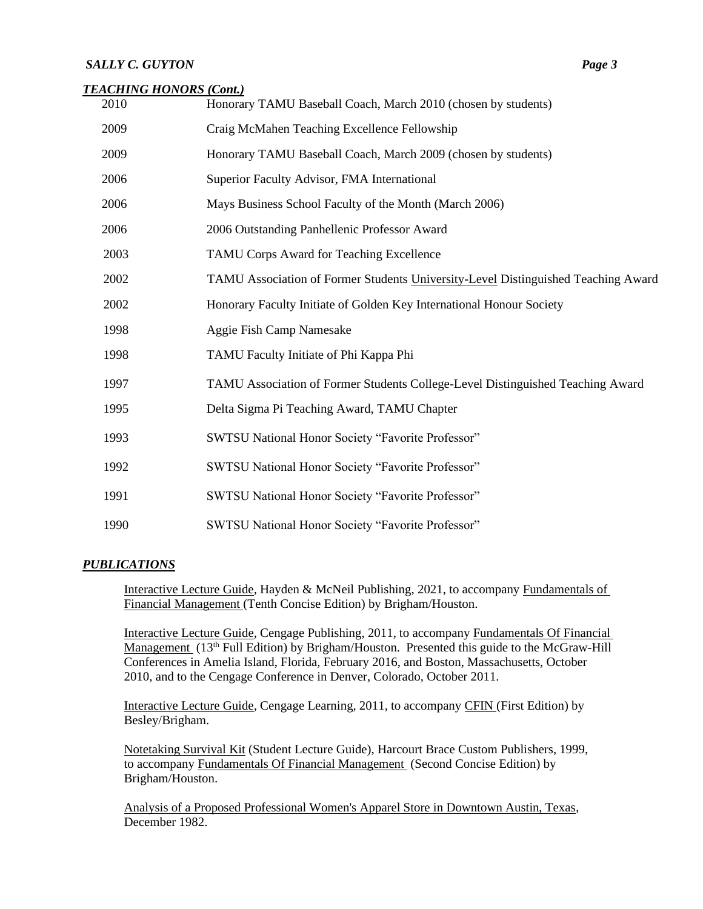### *TEACHING HONORS (Cont.)*

| | |
|---|---|
| 2010 | Honorary TAMU Baseball Coach, March 2010 (chosen by students) |
| 2009 | Craig McMahen Teaching Excellence Fellowship |
| 2009 | Honorary TAMU Baseball Coach, March 2009 (chosen by students) |
| 2006 | Superior Faculty Advisor, FMA International |
| 2006 | Mays Business School Faculty of the Month (March 2006) |
| 2006 | 2006 Outstanding Panhellenic Professor Award |
| 2003 | TAMU Corps Award for Teaching Excellence |
| 2002 | TAMU Association of Former Students <u>University-Level</u> Distinguished Teaching Award |
| 2002 | Honorary Faculty Initiate of Golden Key International Honour Society |
| 1998 | Aggie Fish Camp Namesake |
| 1998 | TAMU Faculty Initiate of Phi Kappa Phi |
| 1997 | TAMU Association of Former Students College-Level Distinguished Teaching Award |
| 1995 | Delta Sigma Pi Teaching Award, TAMU Chapter |
| 1993 | SWTSU National Honor Society "Favorite Professor" |
| 1992 | SWTSU National Honor Society "Favorite Professor" |
| 1991 | SWTSU National Honor Society "Favorite Professor" |
| 1990 | SWTSU National Honor Society "Favorite Professor" |

### *PUBLICATIONS*

<u>Interactive Lecture Guide</u>, Hayden & McNeil Publishing, 2021, to accompany <u>Fundamentals of Financial Management</u> (Tenth Concise Edition) by Brigham/Houston.

<u>Interactive Lecture Guide</u>, Cengage Publishing, 2011, to accompany <u>Fundamentals Of Financial Management</u> (13th Full Edition) by Brigham/Houston. Presented this guide to the McGraw-Hill Conferences in Amelia Island, Florida, February 2016, and Boston, Massachusetts, October 2010, and to the Cengage Conference in Denver, Colorado, October 2011.

<u>Interactive Lecture Guide</u>, Cengage Learning, 2011, to accompany <u>CFIN</u> (First Edition) by Besley/Brigham.

<u>Notetaking Survival Kit</u> (Student Lecture Guide), Harcourt Brace Custom Publishers, 1999, to accompany <u>Fundamentals Of Financial Management</u> (Second Concise Edition) by Brigham/Houston.

<u>Analysis of a Proposed Professional Women's Apparel Store in Downtown Austin, Texas</u>, December 1982.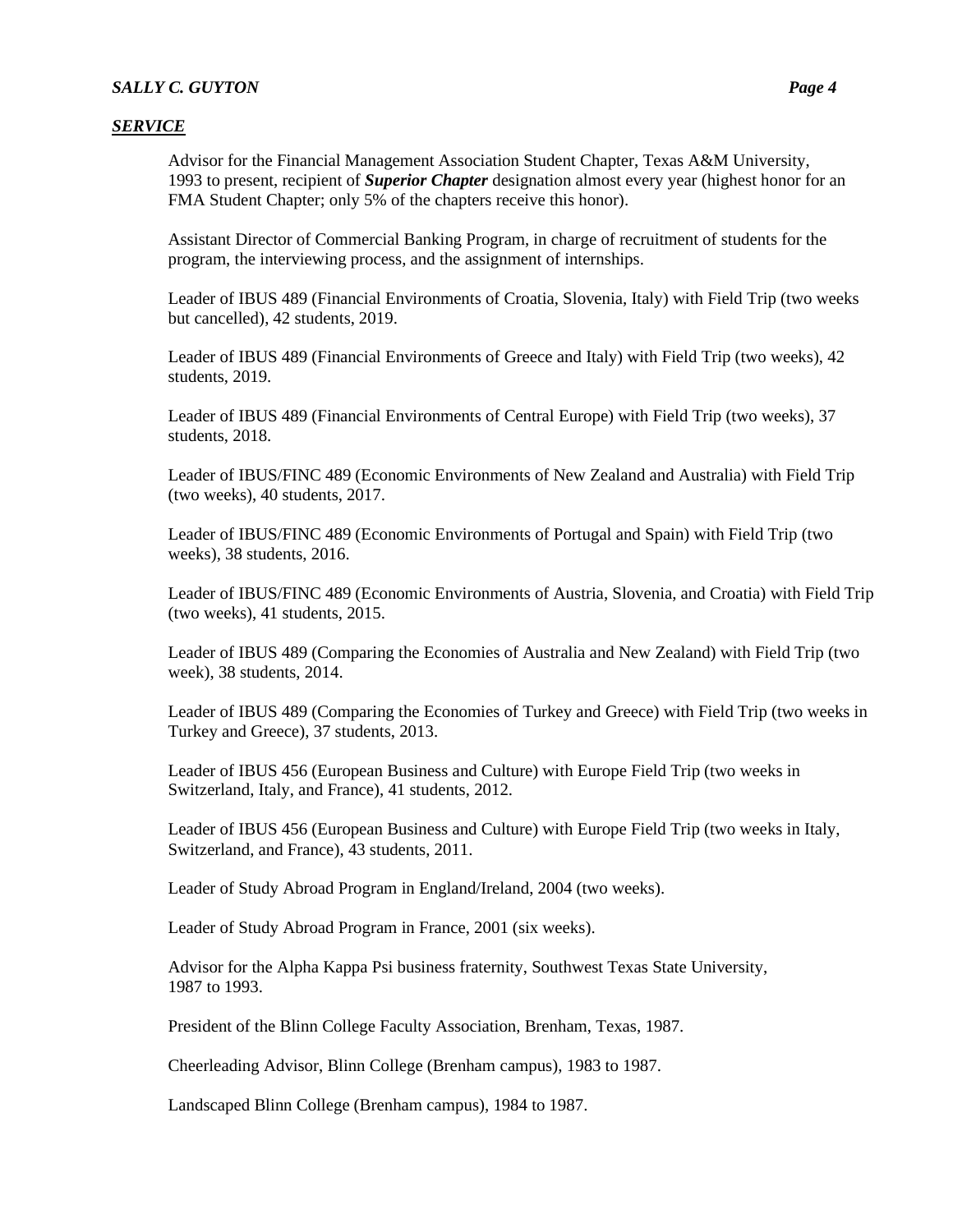## ***SERVICE***

Advisor for the Financial Management Association Student Chapter, Texas A&M University, 1993 to present, recipient of ***Superior Chapter*** designation almost every year (highest honor for an FMA Student Chapter; only 5% of the chapters receive this honor).

Assistant Director of Commercial Banking Program, in charge of recruitment of students for the program, the interviewing process, and the assignment of internships.

Leader of IBUS 489 (Financial Environments of Croatia, Slovenia, Italy) with Field Trip (two weeks but cancelled), 42 students, 2019.

Leader of IBUS 489 (Financial Environments of Greece and Italy) with Field Trip (two weeks), 42 students, 2019.

Leader of IBUS 489 (Financial Environments of Central Europe) with Field Trip (two weeks), 37 students, 2018.

Leader of IBUS/FINC 489 (Economic Environments of New Zealand and Australia) with Field Trip (two weeks), 40 students, 2017.

Leader of IBUS/FINC 489 (Economic Environments of Portugal and Spain) with Field Trip (two weeks), 38 students, 2016.

Leader of IBUS/FINC 489 (Economic Environments of Austria, Slovenia, and Croatia) with Field Trip (two weeks), 41 students, 2015.

Leader of IBUS 489 (Comparing the Economies of Australia and New Zealand) with Field Trip (two week), 38 students, 2014.

Leader of IBUS 489 (Comparing the Economies of Turkey and Greece) with Field Trip (two weeks in Turkey and Greece), 37 students, 2013.

Leader of IBUS 456 (European Business and Culture) with Europe Field Trip (two weeks in Switzerland, Italy, and France), 41 students, 2012.

Leader of IBUS 456 (European Business and Culture) with Europe Field Trip (two weeks in Italy, Switzerland, and France), 43 students, 2011.

Leader of Study Abroad Program in England/Ireland, 2004 (two weeks).

Leader of Study Abroad Program in France, 2001 (six weeks).

Advisor for the Alpha Kappa Psi business fraternity, Southwest Texas State University, 1987 to 1993.

President of the Blinn College Faculty Association, Brenham, Texas, 1987.

Cheerleading Advisor, Blinn College (Brenham campus), 1983 to 1987.

Landscaped Blinn College (Brenham campus), 1984 to 1987.